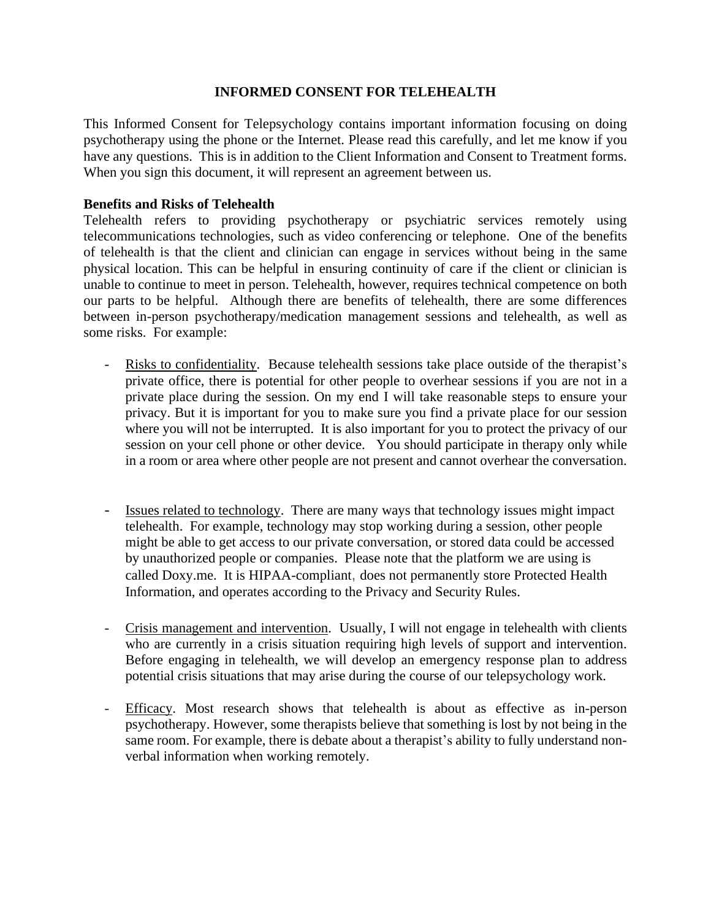# INFORMED CONSENT FOR TELEHEALTH

This Informed Consent for Telepsychology contains important information focusing on doing psychotherapy using the phone or the Internet. Please read this carefully, and let me know if you have any questions. This is in addition to the Client Information and Consent to Treatment forms. When you sign this document, it will represent an agreement between us.

**Benefits and Risks of Telehealth**

Telehealth refers to providing psychotherapy or psychiatric services remotely using telecommunications technologies, such as video conferencing or telephone. One of the benefits of telehealth is that the client and clinician can engage in services without being in the same physical location. This can be helpful in ensuring continuity of care if the client or clinician is unable to continue to meet in person. Telehealth, however, requires technical competence on both our parts to be helpful. Although there are benefits of telehealth, there are some differences between in-person psychotherapy/medication management sessions and telehealth, as well as some risks. For example:

- <u>Risks to confidentiality</u>. Because telehealth sessions take place outside of the therapist's private office, there is potential for other people to overhear sessions if you are not in a private place during the session. On my end I will take reasonable steps to ensure your privacy. But it is important for you to make sure you find a private place for our session where you will not be interrupted. It is also important for you to protect the privacy of our session on your cell phone or other device. You should participate in therapy only while in a room or area where other people are not present and cannot overhear the conversation.

- <u>Issues related to technology</u>. There are many ways that technology issues might impact telehealth. For example, technology may stop working during a session, other people might be able to get access to our private conversation, or stored data could be accessed by unauthorized people or companies. Please note that the platform we are using is called Doxy.me. It is HIPAA-compliant, does not permanently store Protected Health Information, and operates according to the Privacy and Security Rules.

- <u>Crisis management and intervention</u>. Usually, I will not engage in telehealth with clients who are currently in a crisis situation requiring high levels of support and intervention. Before engaging in telehealth, we will develop an emergency response plan to address potential crisis situations that may arise during the course of our telepsychology work.

- <u>Efficacy</u>. Most research shows that telehealth is about as effective as in-person psychotherapy. However, some therapists believe that something is lost by not being in the same room. For example, there is debate about a therapist's ability to fully understand non-verbal information when working remotely.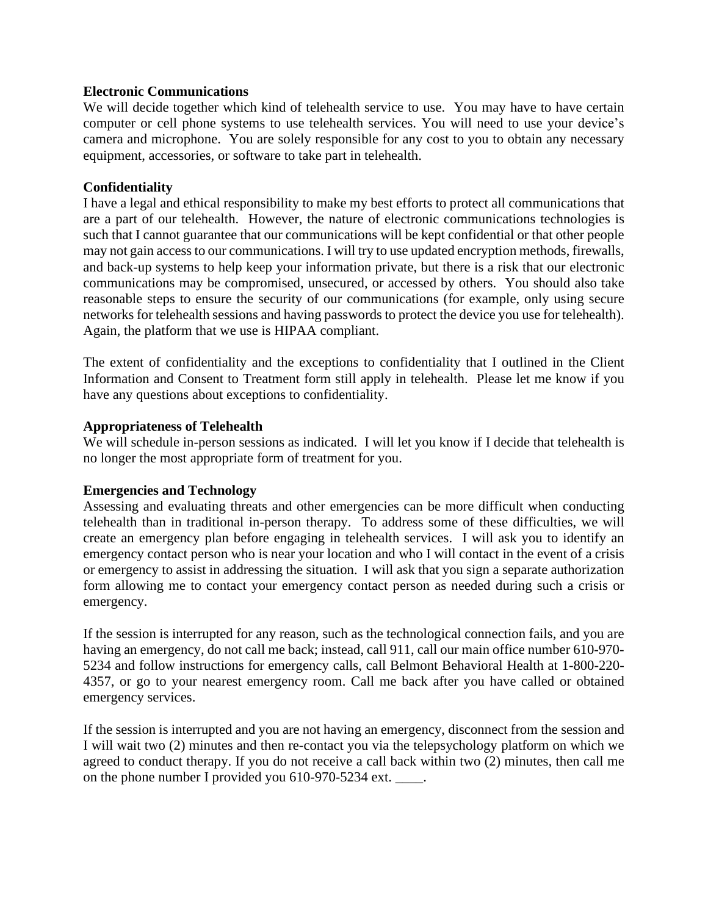**Electronic Communications**

We will decide together which kind of telehealth service to use. You may have to have certain computer or cell phone systems to use telehealth services. You will need to use your device's camera and microphone. You are solely responsible for any cost to you to obtain any necessary equipment, accessories, or software to take part in telehealth.

**Confidentiality**

I have a legal and ethical responsibility to make my best efforts to protect all communications that are a part of our telehealth. However, the nature of electronic communications technologies is such that I cannot guarantee that our communications will be kept confidential or that other people may not gain access to our communications. I will try to use updated encryption methods, firewalls, and back-up systems to help keep your information private, but there is a risk that our electronic communications may be compromised, unsecured, or accessed by others. You should also take reasonable steps to ensure the security of our communications (for example, only using secure networks for telehealth sessions and having passwords to protect the device you use for telehealth). Again, the platform that we use is HIPAA compliant.

The extent of confidentiality and the exceptions to confidentiality that I outlined in the Client Information and Consent to Treatment form still apply in telehealth. Please let me know if you have any questions about exceptions to confidentiality.

**Appropriateness of Telehealth**

We will schedule in-person sessions as indicated. I will let you know if I decide that telehealth is no longer the most appropriate form of treatment for you.

**Emergencies and Technology**

Assessing and evaluating threats and other emergencies can be more difficult when conducting telehealth than in traditional in-person therapy. To address some of these difficulties, we will create an emergency plan before engaging in telehealth services. I will ask you to identify an emergency contact person who is near your location and who I will contact in the event of a crisis or emergency to assist in addressing the situation. I will ask that you sign a separate authorization form allowing me to contact your emergency contact person as needed during such a crisis or emergency.

If the session is interrupted for any reason, such as the technological connection fails, and you are having an emergency, do not call me back; instead, call 911, call our main office number 610-970-5234 and follow instructions for emergency calls, call Belmont Behavioral Health at 1-800-220-4357, or go to your nearest emergency room. Call me back after you have called or obtained emergency services.

If the session is interrupted and you are not having an emergency, disconnect from the session and I will wait two (2) minutes and then re-contact you via the telepsychology platform on which we agreed to conduct therapy. If you do not receive a call back within two (2) minutes, then call me on the phone number I provided you 610-970-5234 ext. ____.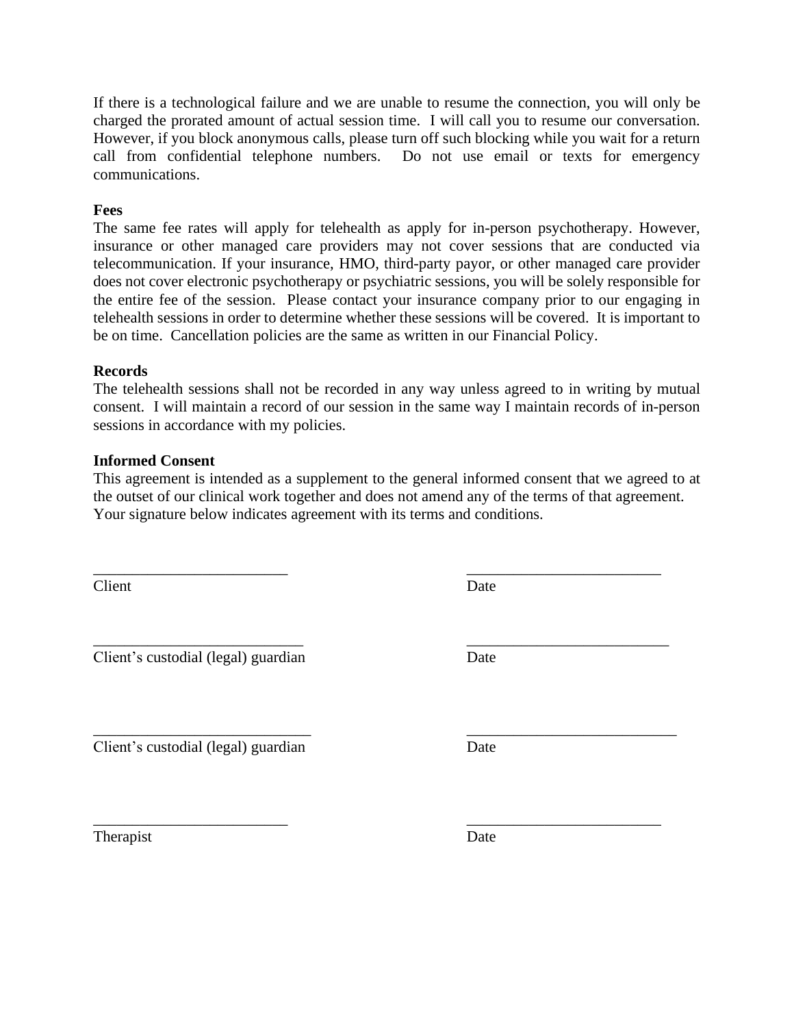If there is a technological failure and we are unable to resume the connection, you will only be charged the prorated amount of actual session time. I will call you to resume our conversation. However, if you block anonymous calls, please turn off such blocking while you wait for a return call from confidential telephone numbers. Do not use email or texts for emergency communications.

**Fees**

The same fee rates will apply for telehealth as apply for in-person psychotherapy. However, insurance or other managed care providers may not cover sessions that are conducted via telecommunication. If your insurance, HMO, third-party payor, or other managed care provider does not cover electronic psychotherapy or psychiatric sessions, you will be solely responsible for the entire fee of the session. Please contact your insurance company prior to our engaging in telehealth sessions in order to determine whether these sessions will be covered. It is important to be on time. Cancellation policies are the same as written in our Financial Policy.

**Records**

The telehealth sessions shall not be recorded in any way unless agreed to in writing by mutual consent. I will maintain a record of our session in the same way I maintain records of in-person sessions in accordance with my policies.

**Informed Consent**

This agreement is intended as a supplement to the general informed consent that we agreed to at the outset of our clinical work together and does not amend any of the terms of that agreement. Your signature below indicates agreement with its terms and conditions.

| | |
|---|---|
| _________________________ | _________________________ |
| Client | Date |
| ___________________________ | ___________________________ |
| Client's custodial (legal) guardian | Date |
| ____________________________ | ___________________________ |
| Client's custodial (legal) guardian | Date |
| _________________________ | _________________________ |
| Therapist | Date |